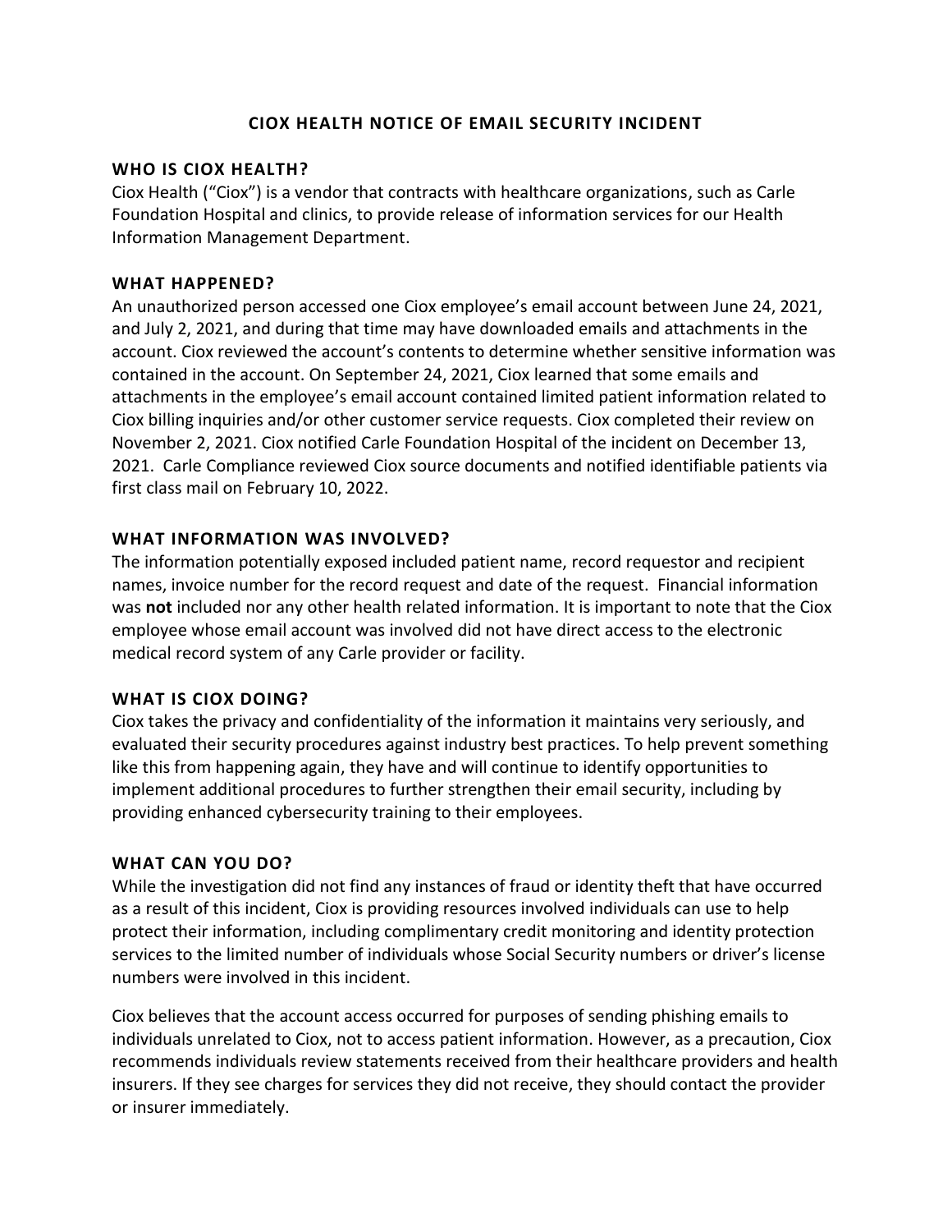# CIOX HEALTH NOTICE OF EMAIL SECURITY INCIDENT

## WHO IS CIOX HEALTH?

Ciox Health ("Ciox") is a vendor that contracts with healthcare organizations, such as Carle Foundation Hospital and clinics, to provide release of information services for our Health Information Management Department.

## WHAT HAPPENED?

An unauthorized person accessed one Ciox employee's email account between June 24, 2021, and July 2, 2021, and during that time may have downloaded emails and attachments in the account. Ciox reviewed the account's contents to determine whether sensitive information was contained in the account. On September 24, 2021, Ciox learned that some emails and attachments in the employee's email account contained limited patient information related to Ciox billing inquiries and/or other customer service requests. Ciox completed their review on November 2, 2021. Ciox notified Carle Foundation Hospital of the incident on December 13, 2021. Carle Compliance reviewed Ciox source documents and notified identifiable patients via first class mail on February 10, 2022.

## WHAT INFORMATION WAS INVOLVED?

The information potentially exposed included patient name, record requestor and recipient names, invoice number for the record request and date of the request. Financial information was **not** included nor any other health related information. It is important to note that the Ciox employee whose email account was involved did not have direct access to the electronic medical record system of any Carle provider or facility.

## WHAT IS CIOX DOING?

Ciox takes the privacy and confidentiality of the information it maintains very seriously, and evaluated their security procedures against industry best practices. To help prevent something like this from happening again, they have and will continue to identify opportunities to implement additional procedures to further strengthen their email security, including by providing enhanced cybersecurity training to their employees.

## WHAT CAN YOU DO?

While the investigation did not find any instances of fraud or identity theft that have occurred as a result of this incident, Ciox is providing resources involved individuals can use to help protect their information, including complimentary credit monitoring and identity protection services to the limited number of individuals whose Social Security numbers or driver's license numbers were involved in this incident.

Ciox believes that the account access occurred for purposes of sending phishing emails to individuals unrelated to Ciox, not to access patient information. However, as a precaution, Ciox recommends individuals review statements received from their healthcare providers and health insurers. If they see charges for services they did not receive, they should contact the provider or insurer immediately.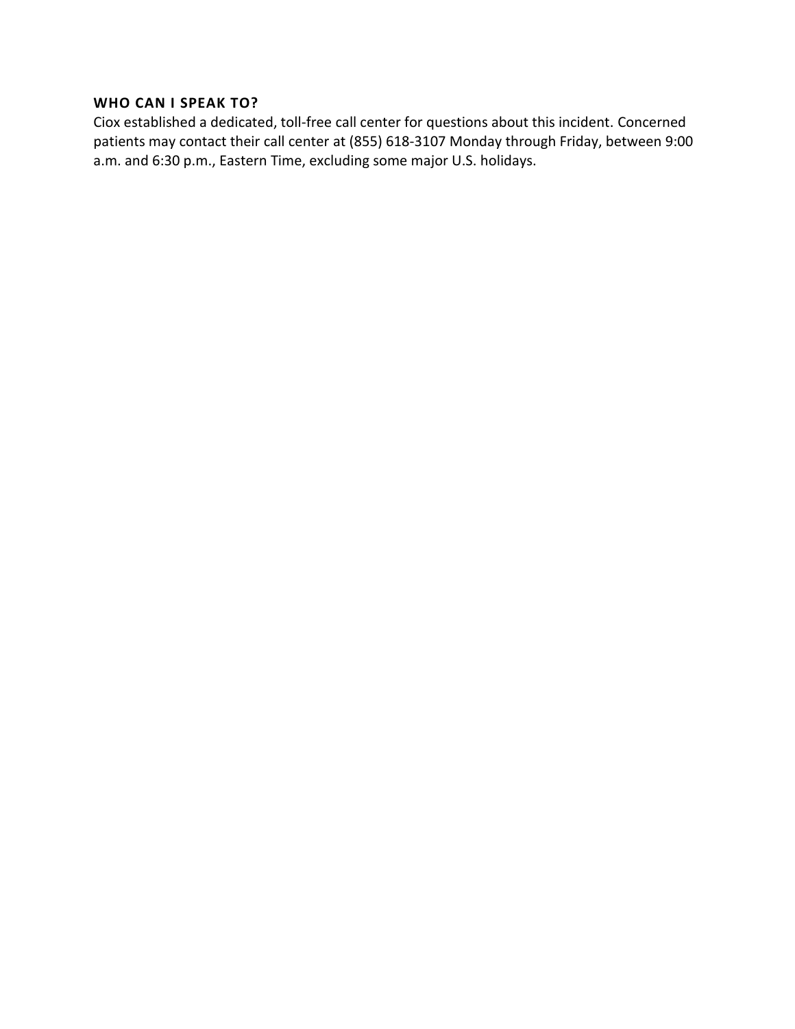### WHO CAN I SPEAK TO?

Ciox established a dedicated, toll-free call center for questions about this incident. Concerned patients may contact their call center at (855) 618-3107 Monday through Friday, between 9:00 a.m. and 6:30 p.m., Eastern Time, excluding some major U.S. holidays.